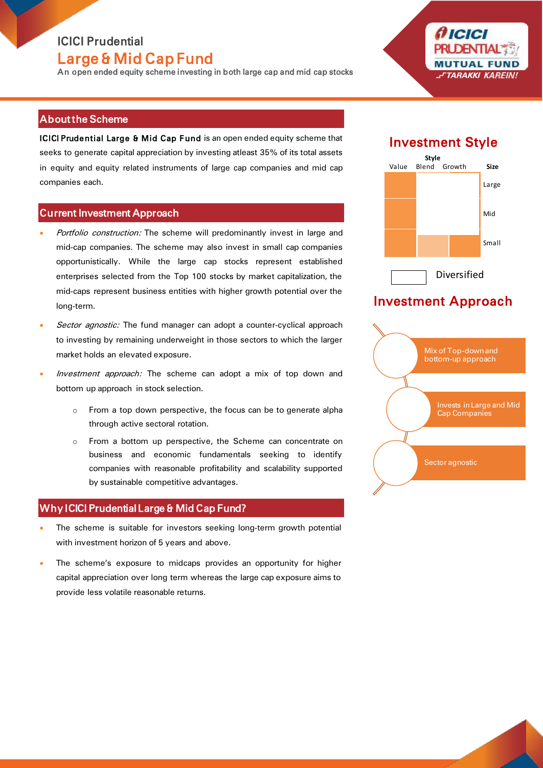# ICICI Prudential

# Large & Mid Cap Fund

An open ended equity scheme investing in both large cap and mid cap stocks

## About the Scheme

**ICICI Prudential Large & Mid Cap Fund** is an open ended equity scheme that seeks to generate capital appreciation by investing atleast 35% of its total assets in equity and equity related instruments of large cap companies and mid cap companies each.

## Current Investment Approach

- *Portfolio construction:* The scheme will predominantly invest in large and mid-cap companies. The scheme may also invest in small cap companies opportunistically. While the large cap stocks represent established enterprises selected from the Top 100 stocks by market capitalization, the mid-caps represent business entities with higher growth potential over the long-term.
- *Sector agnostic:* The fund manager can adopt a counter-cyclical approach to investing by remaining underweight in those sectors to which the larger market holds an elevated exposure.
- *Investment approach:* The scheme can adopt a mix of top down and bottom up approach in stock selection.
    - From a top down perspective, the focus can be to generate alpha through active sectoral rotation.
    - From a bottom up perspective, the Scheme can concentrate on business and economic fundamentals seeking to identify companies with reasonable profitability and scalability supported by sustainable competitive advantages.

## Why ICICI Prudential Large & Mid Cap Fund?

- The scheme is suitable for investors seeking long-term growth potential with investment horizon of 5 years and above.
- The scheme's exposure to midcaps provides an opportunity for higher capital appreciation over long term whereas the large cap exposure aims to provide less volatile reasonable returns.

## Investment Style

| Value | Blend | Growth | Size |
|---|---|---|---|
| | | | Large |
| | | | Mid |
| | | | Small |

Diversified

## Investment Approach

- Mix of Top-down and bottom-up approach
- Invests in Large and Mid Cap Companies
- Sector agnostic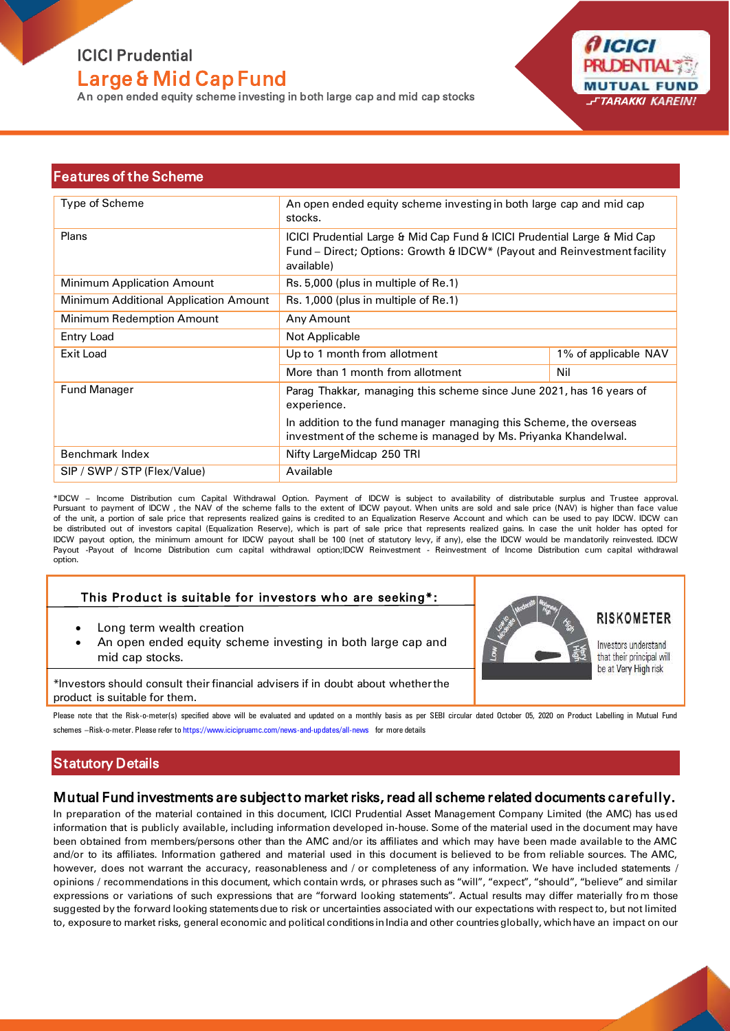# ICICI Prudential

# Large & Mid Cap Fund

An open ended equity scheme investing in both large cap and mid cap stocks

## Features of the Scheme

| Type of Scheme | An open ended equity scheme investing in both large cap and mid cap stocks. | |
|---|---|---|
| Plans | ICICI Prudential Large & Mid Cap Fund & ICICI Prudential Large & Mid Cap Fund – Direct; Options: Growth & IDCW* (Payout and Reinvestment facility available) | |
| Minimum Application Amount | Rs. 5,000 (plus in multiple of Re.1) | |
| Minimum Additional Application Amount | Rs. 1,000 (plus in multiple of Re.1) | |
| Minimum Redemption Amount | Any Amount | |
| Entry Load | Not Applicable | |
| Exit Load | Up to 1 month from allotment | 1% of applicable NAV |
| | More than 1 month from allotment | Nil |
| Fund Manager | Parag Thakkar, managing this scheme since June 2021, has 16 years of experience. In addition to the fund manager managing this Scheme, the overseas investment of the scheme is managed by Ms. Priyanka Khandelwal. | |
| Benchmark Index | Nifty LargeMidcap 250 TRI | |
| SIP / SWP / STP (Flex/Value) | Available | |

*IDCW – Income Distribution cum Capital Withdrawal Option. Payment of IDCW is subject to availability of distributable surplus and Trustee approval. Pursuant to payment of IDCW , the NAV of the scheme falls to the extent of IDCW payout. When units are sold and sale price (NAV) is higher than face value of the unit, a portion of sale price that represents realized gains is credited to an Equalization Reserve Account and which can be used to pay IDCW. IDCW can be distributed out of investors capital (Equalization Reserve), which is part of sale price that represents realized gains. In case the unit holder has opted for IDCW payout option, the minimum amount for IDCW payout shall be 100 (net of statutory levy, if any), else the IDCW would be mandatorily reinvested. IDCW Payout -Payout of Income Distribution cum capital withdrawal option;IDCW Reinvestment - Reinvestment of Income Distribution cum capital withdrawal option.

**This Product is suitable for investors who are seeking*:**

- Long term wealth creation
- An open ended equity scheme investing in both large cap and mid cap stocks.

*Investors should consult their financial advisers if in doubt about whether the product is suitable for them.

**RISKOMETER**

Investors understand that their principal will be at Very High risk

Please note that the Risk-o-meter(s) specified above will be evaluated and updated on a monthly basis as per SEBI circular dated October 05, 2020 on Product Labelling in Mutual Fund schemes –Risk-o-meter. Please refer to https://www.icicipruamc.com/news-and-updates/all-news for more details

## Statutory Details

### Mutual Fund investments are subject to market risks, read all scheme related documents carefully.

In preparation of the material contained in this document, ICICI Prudential Asset Management Company Limited (the AMC) has used information that is publicly available, including information developed in-house. Some of the material used in the document may have been obtained from members/persons other than the AMC and/or its affiliates and which may have been made available to the AMC and/or to its affiliates. Information gathered and material used in this document is believed to be from reliable sources. The AMC, however, does not warrant the accuracy, reasonableness and / or completeness of any information. We have included statements / opinions / recommendations in this document, which contain wrds, or phrases such as "will", "expect", "should", "believe" and similar expressions or variations of such expressions that are "forward looking statements". Actual results may differ materially from those suggested by the forward looking statements due to risk or uncertainties associated with our expectations with respect to, but not limited to, exposure to market risks, general economic and political conditions in India and other countries globally, which have an impact on our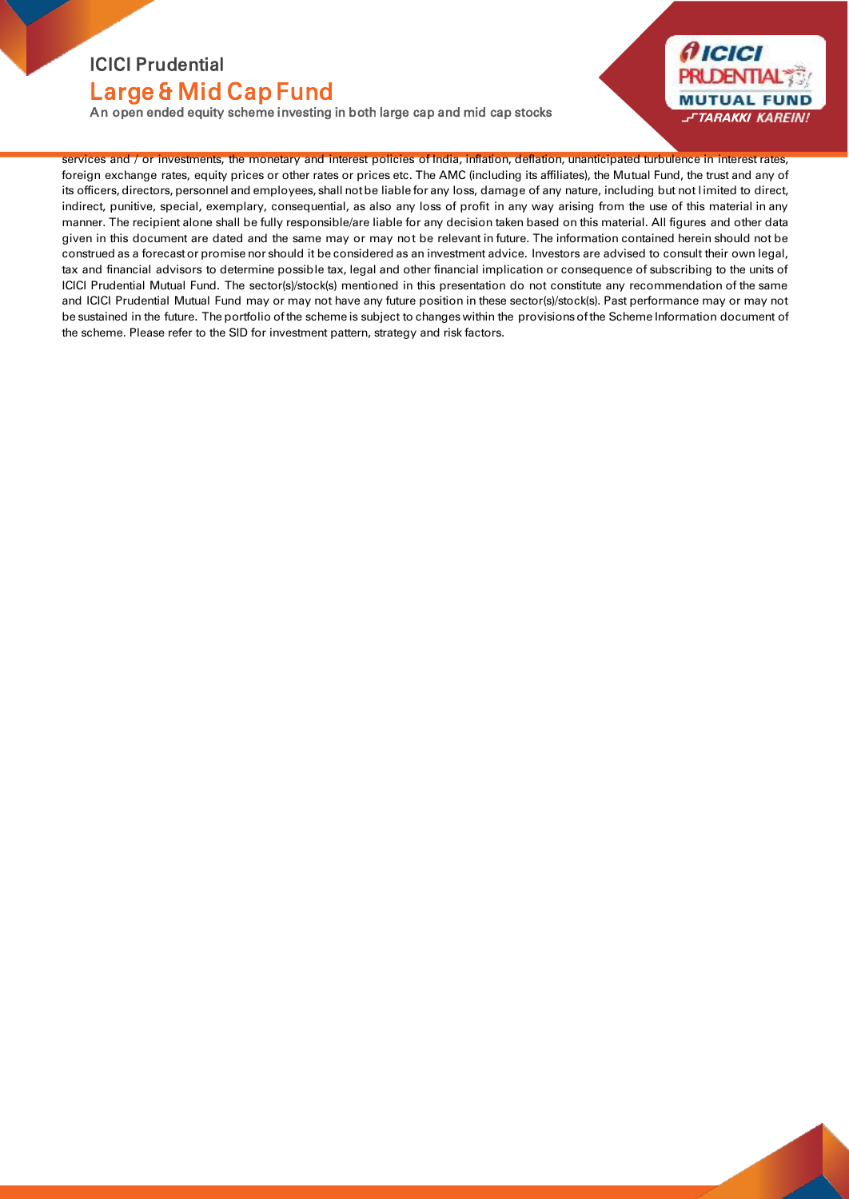services and / or investments, the monetary and interest policies of India, inflation, deflation, unanticipated turbulence in interest rates, foreign exchange rates, equity prices or other rates or prices etc. The AMC (including its affiliates), the Mutual Fund, the trust and any of its officers, directors, personnel and employees, shall not be liable for any loss, damage of any nature, including but not limited to direct, indirect, punitive, special, exemplary, consequential, as also any loss of profit in any way arising from the use of this material in any manner. The recipient alone shall be fully responsible/are liable for any decision taken based on this material. All figures and other data given in this document are dated and the same may or may not be relevant in future. The information contained herein should not be construed as a forecast or promise nor should it be considered as an investment advice. Investors are advised to consult their own legal, tax and financial advisors to determine possible tax, legal and other financial implication or consequence of subscribing to the units of ICICI Prudential Mutual Fund. The sector(s)/stock(s) mentioned in this presentation do not constitute any recommendation of the same and ICICI Prudential Mutual Fund may or may not have any future position in these sector(s)/stock(s). Past performance may or may not be sustained in the future. The portfolio of the scheme is subject to changes within the provisions of the Scheme Information document of the scheme. Please refer to the SID for investment pattern, strategy and risk factors.